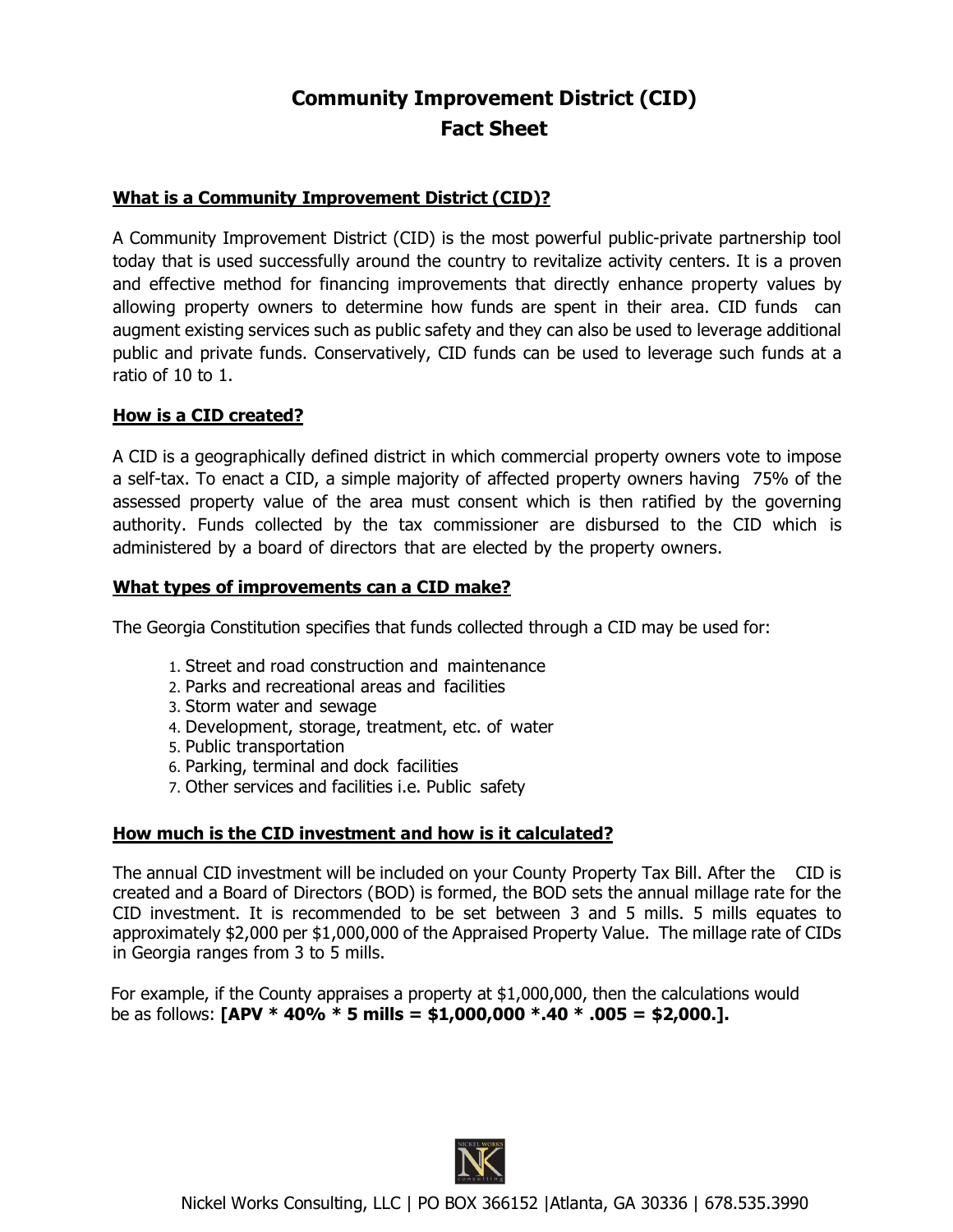# Community Improvement District (CID)
# Fact Sheet

## What is a Community Improvement District (CID)?

A Community Improvement District (CID) is the most powerful public-private partnership tool today that is used successfully around the country to revitalize activity centers. It is a proven and effective method for financing improvements that directly enhance property values by allowing property owners to determine how funds are spent in their area. CID funds can augment existing services such as public safety and they can also be used to leverage additional public and private funds. Conservatively, CID funds can be used to leverage such funds at a ratio of 10 to 1.

## How is a CID created?

A CID is a geographically defined district in which commercial property owners vote to impose a self-tax. To enact a CID, a simple majority of affected property owners having 75% of the assessed property value of the area must consent which is then ratified by the governing authority. Funds collected by the tax commissioner are disbursed to the CID which is administered by a board of directors that are elected by the property owners.

## What types of improvements can a CID make?

The Georgia Constitution specifies that funds collected through a CID may be used for:

1. Street and road construction and maintenance
2. Parks and recreational areas and facilities
3. Storm water and sewage
4. Development, storage, treatment, etc. of water
5. Public transportation
6. Parking, terminal and dock facilities
7. Other services and facilities i.e. Public safety

## How much is the CID investment and how is it calculated?

The annual CID investment will be included on your County Property Tax Bill. After the CID is created and a Board of Directors (BOD) is formed, the BOD sets the annual millage rate for the CID investment. It is recommended to be set between 3 and 5 mills. 5 mills equates to approximately $2,000 per $1,000,000 of the Appraised Property Value. The millage rate of CIDs in Georgia ranges from 3 to 5 mills.

For example, if the County appraises a property at $1,000,000, then the calculations would be as follows: **[APV * 40% * 5 mills = $1,000,000 *.40 * .005 = $2,000.].**

Nickel Works Consulting, LLC | PO BOX 366152 |Atlanta, GA 30336 | 678.535.3990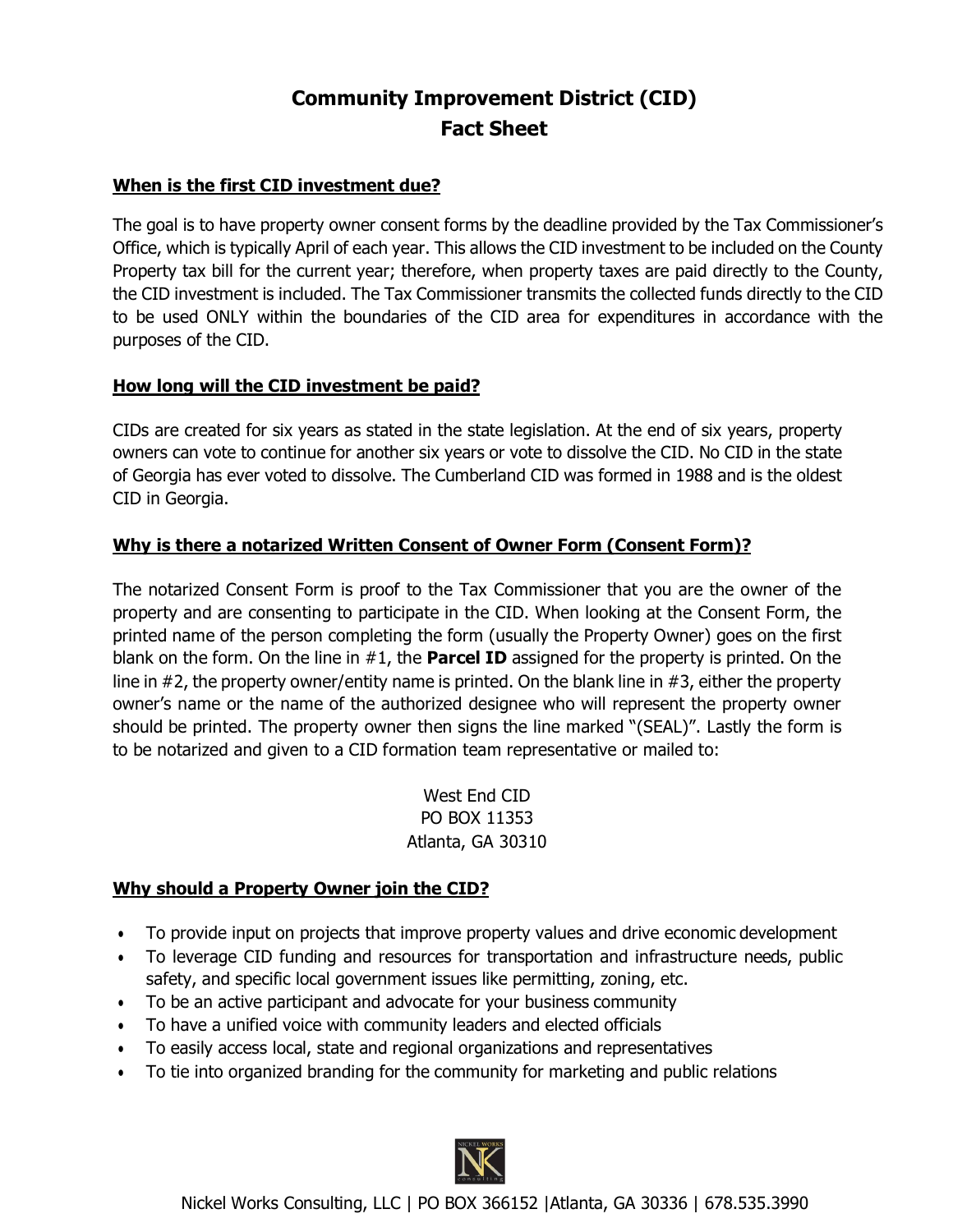# Community Improvement District (CID)
# Fact Sheet

## When is the first CID investment due?

The goal is to have property owner consent forms by the deadline provided by the Tax Commissioner's Office, which is typically April of each year. This allows the CID investment to be included on the County Property tax bill for the current year; therefore, when property taxes are paid directly to the County, the CID investment is included. The Tax Commissioner transmits the collected funds directly to the CID to be used ONLY within the boundaries of the CID area for expenditures in accordance with the purposes of the CID.

## How long will the CID investment be paid?

CIDs are created for six years as stated in the state legislation. At the end of six years, property owners can vote to continue for another six years or vote to dissolve the CID. No CID in the state of Georgia has ever voted to dissolve. The Cumberland CID was formed in 1988 and is the oldest CID in Georgia.

## Why is there a notarized Written Consent of Owner Form (Consent Form)?

The notarized Consent Form is proof to the Tax Commissioner that you are the owner of the property and are consenting to participate in the CID. When looking at the Consent Form, the printed name of the person completing the form (usually the Property Owner) goes on the first blank on the form. On the line in #1, the **Parcel ID** assigned for the property is printed. On the line in #2, the property owner/entity name is printed. On the blank line in #3, either the property owner's name or the name of the authorized designee who will represent the property owner should be printed. The property owner then signs the line marked "(SEAL)". Lastly the form is to be notarized and given to a CID formation team representative or mailed to:

West End CID
PO BOX 11353
Atlanta, GA 30310

## Why should a Property Owner join the CID?

- To provide input on projects that improve property values and drive economic development
- To leverage CID funding and resources for transportation and infrastructure needs, public safety, and specific local government issues like permitting, zoning, etc.
- To be an active participant and advocate for your business community
- To have a unified voice with community leaders and elected officials
- To easily access local, state and regional organizations and representatives
- To tie into organized branding for the community for marketing and public relations

Nickel Works Consulting, LLC | PO BOX 366152 |Atlanta, GA 30336 | 678.535.3990